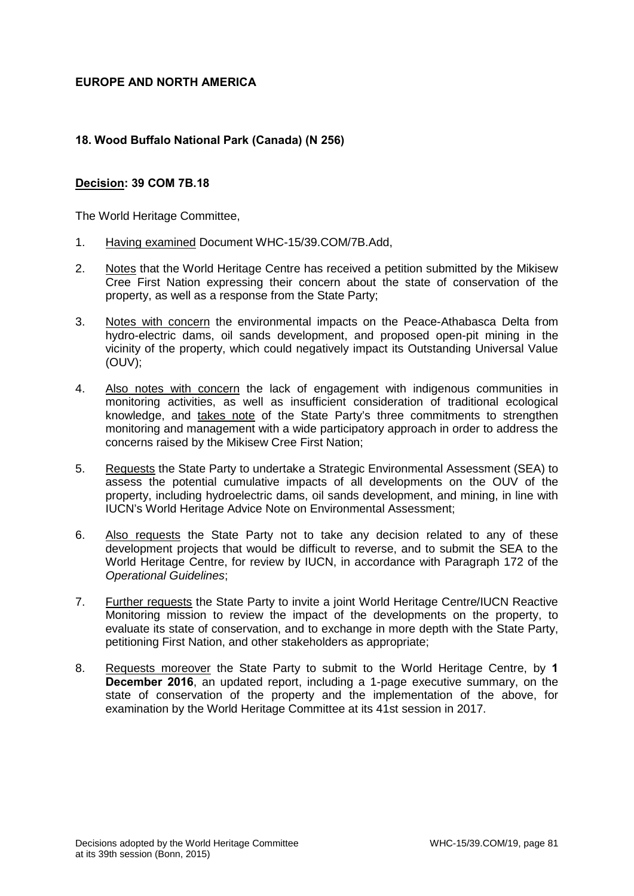## EUROPE AND NORTH AMERICA

### 18. Wood Buffalo National Park (Canada) (N 256)

**Decision: 39 COM 7B.18**

The World Heritage Committee,

1. Having examined Document WHC-15/39.COM/7B.Add,
2. Notes that the World Heritage Centre has received a petition submitted by the Mikisew Cree First Nation expressing their concern about the state of conservation of the property, as well as a response from the State Party;
3. Notes with concern the environmental impacts on the Peace-Athabasca Delta from hydro-electric dams, oil sands development, and proposed open-pit mining in the vicinity of the property, which could negatively impact its Outstanding Universal Value (OUV);
4. Also notes with concern the lack of engagement with indigenous communities in monitoring activities, as well as insufficient consideration of traditional ecological knowledge, and takes note of the State Party's three commitments to strengthen monitoring and management with a wide participatory approach in order to address the concerns raised by the Mikisew Cree First Nation;
5. Requests the State Party to undertake a Strategic Environmental Assessment (SEA) to assess the potential cumulative impacts of all developments on the OUV of the property, including hydroelectric dams, oil sands development, and mining, in line with IUCN's World Heritage Advice Note on Environmental Assessment;
6. Also requests the State Party not to take any decision related to any of these development projects that would be difficult to reverse, and to submit the SEA to the World Heritage Centre, for review by IUCN, in accordance with Paragraph 172 of the *Operational Guidelines*;
7. Further requests the State Party to invite a joint World Heritage Centre/IUCN Reactive Monitoring mission to review the impact of the developments on the property, to evaluate its state of conservation, and to exchange in more depth with the State Party, petitioning First Nation, and other stakeholders as appropriate;
8. Requests moreover the State Party to submit to the World Heritage Centre, by **1 December 2016**, an updated report, including a 1-page executive summary, on the state of conservation of the property and the implementation of the above, for examination by the World Heritage Committee at its 41st session in 2017.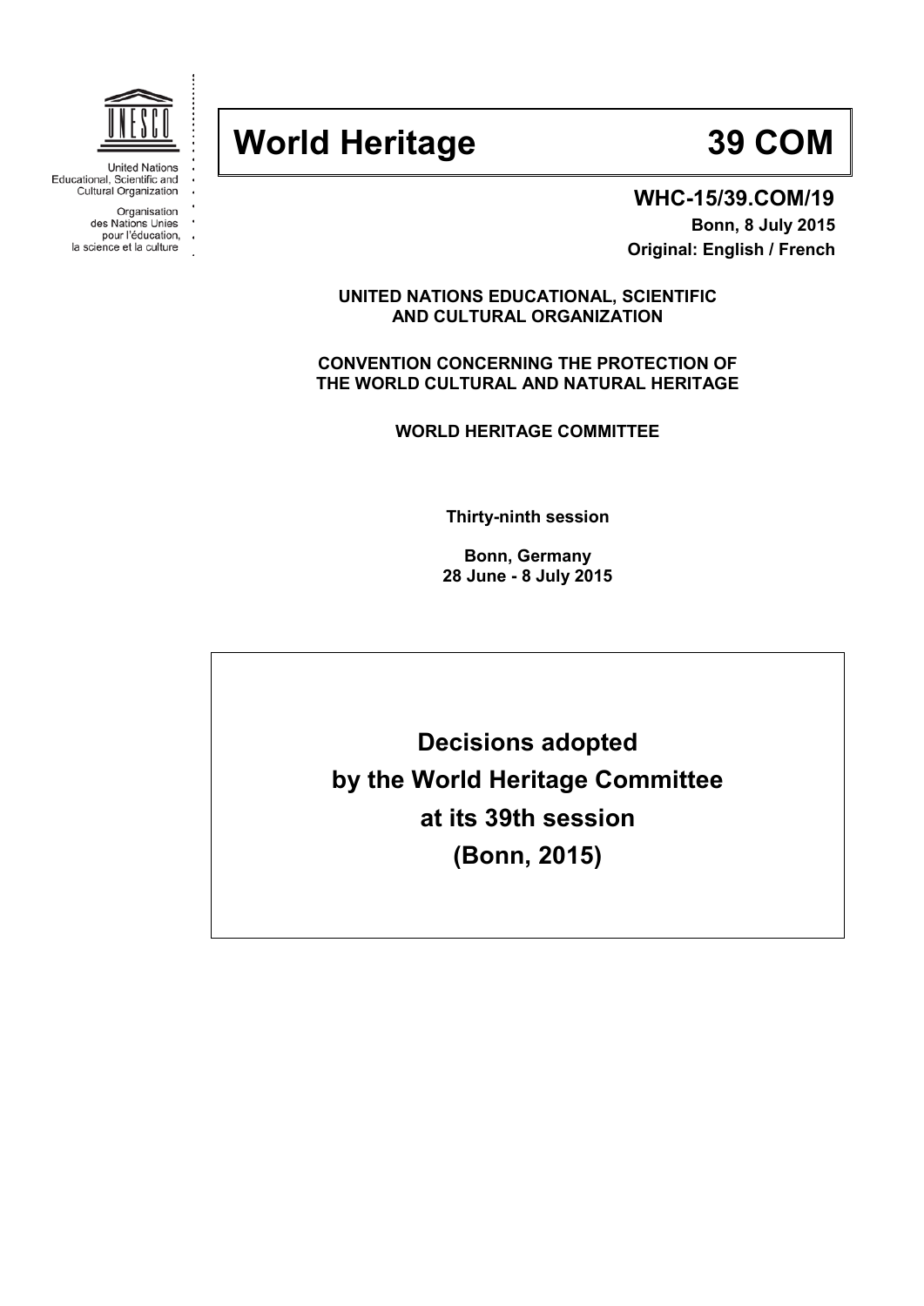United Nations Educational, Scientific and Cultural Organization

Organisation des Nations Unies pour l'éducation, la science et la culture

# World Heritage 39 COM

**WHC-15/39.COM/19**

**Bonn, 8 July 2015**

**Original: English / French**

**UNITED NATIONS EDUCATIONAL, SCIENTIFIC AND CULTURAL ORGANIZATION**

**CONVENTION CONCERNING THE PROTECTION OF THE WORLD CULTURAL AND NATURAL HERITAGE**

**WORLD HERITAGE COMMITTEE**

**Thirty-ninth session**

**Bonn, Germany**
**28 June - 8 July 2015**

## Decisions adopted by the World Heritage Committee at its 39th session (Bonn, 2015)